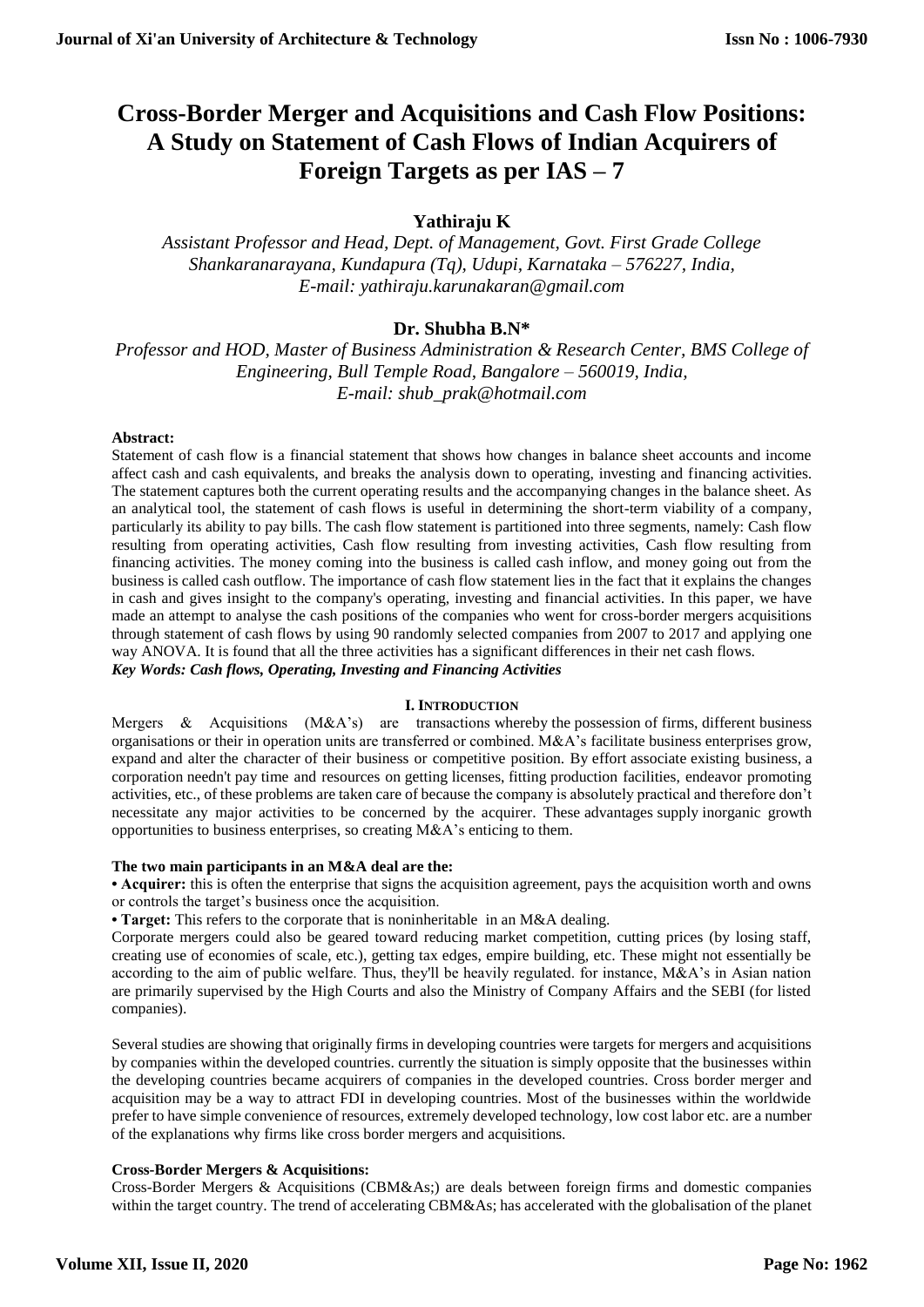# Cross-Border Merger and Acquisitions and Cash Flow Positions: A Study on Statement of Cash Flows of Indian Acquirers of Foreign Targets as per IAS – 7

**Yathiraju K**

*Assistant Professor and Head, Dept. of Management, Govt. First Grade College Shankaranarayana, Kundapura (Tq), Udupi, Karnataka – 576227, India, E-mail: yathiraju.karunakaran@gmail.com*

**Dr. Shubha B.N***

*Professor and HOD, Master of Business Administration & Research Center, BMS College of Engineering, Bull Temple Road, Bangalore – 560019, India, E-mail: shub_prak@hotmail.com*

**Abstract:**
Statement of cash flow is a financial statement that shows how changes in balance sheet accounts and income affect cash and cash equivalents, and breaks the analysis down to operating, investing and financing activities. The statement captures both the current operating results and the accompanying changes in the balance sheet. As an analytical tool, the statement of cash flows is useful in determining the short-term viability of a company, particularly its ability to pay bills. The cash flow statement is partitioned into three segments, namely: Cash flow resulting from operating activities, Cash flow resulting from investing activities, Cash flow resulting from financing activities. The money coming into the business is called cash inflow, and money going out from the business is called cash outflow. The importance of cash flow statement lies in the fact that it explains the changes in cash and gives insight to the company's operating, investing and financial activities. In this paper, we have made an attempt to analyse the cash positions of the companies who went for cross-border mergers acquisitions through statement of cash flows by using 90 randomly selected companies from 2007 to 2017 and applying one way ANOVA. It is found that all the three activities has a significant differences in their net cash flows.
***Key Words: Cash flows, Operating, Investing and Financing Activities***

## I. Introduction

Mergers & Acquisitions (M&A's) are transactions whereby the possession of firms, different business organisations or their in operation units are transferred or combined. M&A's facilitate business enterprises grow, expand and alter the character of their business or competitive position. By effort associate existing business, a corporation needn't pay time and resources on getting licenses, fitting production facilities, endeavor promoting activities, etc., of these problems are taken care of because the company is absolutely practical and therefore don't necessitate any major activities to be concerned by the acquirer. These advantages supply inorganic growth opportunities to business enterprises, so creating M&A's enticing to them.

**The two main participants in an M&A deal are the:**

- **Acquirer:** this is often the enterprise that signs the acquisition agreement, pays the acquisition worth and owns or controls the target's business once the acquisition.
- **Target:** This refers to the corporate that is noninheritable in an M&A dealing.

Corporate mergers could also be geared toward reducing market competition, cutting prices (by losing staff, creating use of economies of scale, etc.), getting tax edges, empire building, etc. These might not essentially be according to the aim of public welfare. Thus, they'll be heavily regulated. for instance, M&A's in Asian nation are primarily supervised by the High Courts and also the Ministry of Company Affairs and the SEBI (for listed companies).

Several studies are showing that originally firms in developing countries were targets for mergers and acquisitions by companies within the developed countries. currently the situation is simply opposite that the businesses within the developing countries became acquirers of companies in the developed countries. Cross border merger and acquisition may be a way to attract FDI in developing countries. Most of the businesses within the worldwide prefer to have simple convenience of resources, extremely developed technology, low cost labor etc. are a number of the explanations why firms like cross border mergers and acquisitions.

**Cross-Border Mergers & Acquisitions:**

Cross-Border Mergers & Acquisitions (CBM&As;) are deals between foreign firms and domestic companies within the target country. The trend of accelerating CBM&As; has accelerated with the globalisation of the planet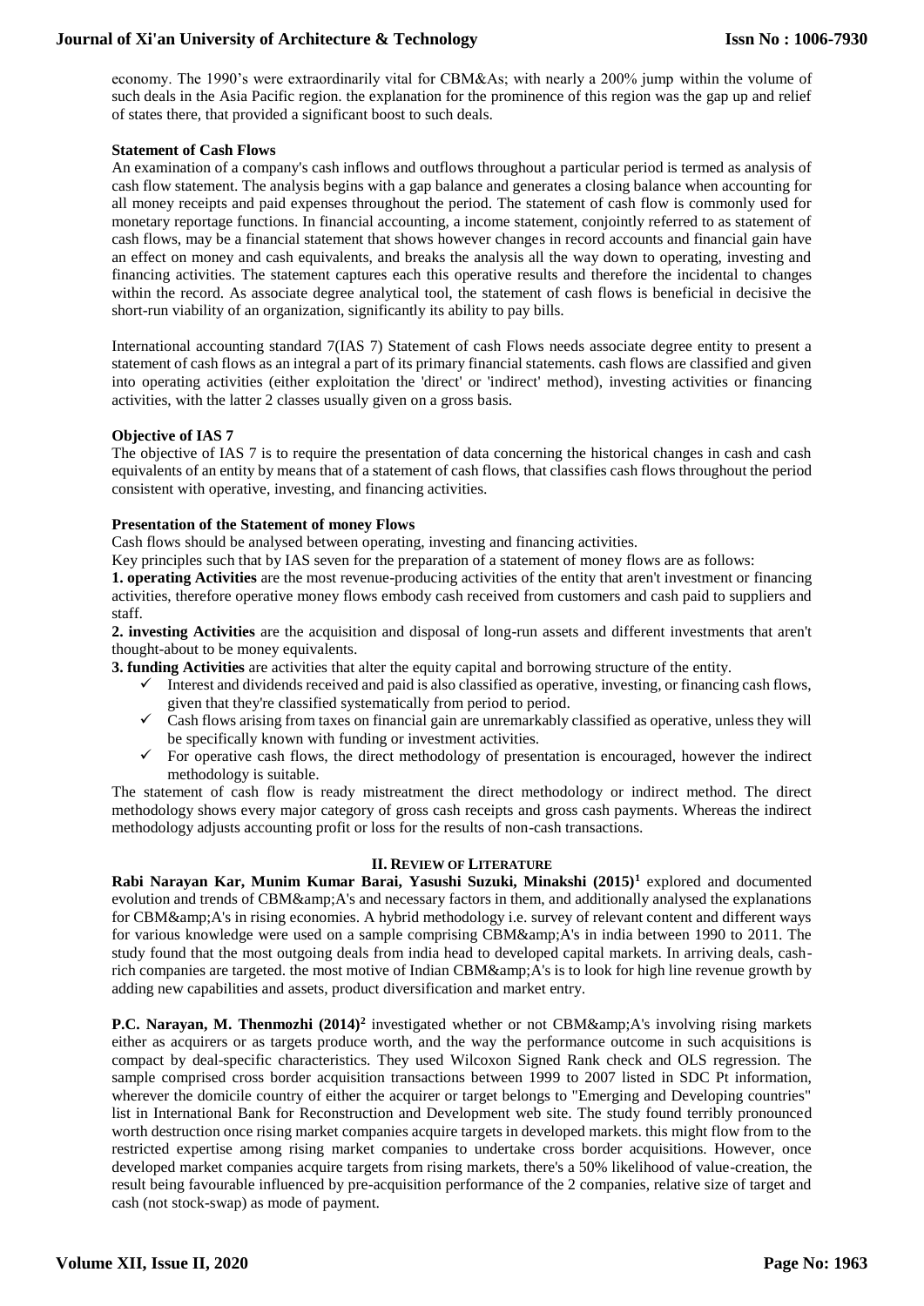economy. The 1990's were extraordinarily vital for CBM&As; with nearly a 200% jump within the volume of such deals in the Asia Pacific region. the explanation for the prominence of this region was the gap up and relief of states there, that provided a significant boost to such deals.

**Statement of Cash Flows**

An examination of a company's cash inflows and outflows throughout a particular period is termed as analysis of cash flow statement. The analysis begins with a gap balance and generates a closing balance when accounting for all money receipts and paid expenses throughout the period. The statement of cash flow is commonly used for monetary reportage functions. In financial accounting, a income statement, conjointly referred to as statement of cash flows, may be a financial statement that shows however changes in record accounts and financial gain have an effect on money and cash equivalents, and breaks the analysis all the way down to operating, investing and financing activities. The statement captures each this operative results and therefore the incidental to changes within the record. As associate degree analytical tool, the statement of cash flows is beneficial in decisive the short-run viability of an organization, significantly its ability to pay bills.

International accounting standard 7(IAS 7) Statement of cash Flows needs associate degree entity to present a statement of cash flows as an integral a part of its primary financial statements. cash flows are classified and given into operating activities (either exploitation the 'direct' or 'indirect' method), investing activities or financing activities, with the latter 2 classes usually given on a gross basis.

**Objective of IAS 7**

The objective of IAS 7 is to require the presentation of data concerning the historical changes in cash and cash equivalents of an entity by means that of a statement of cash flows, that classifies cash flows throughout the period consistent with operative, investing, and financing activities.

**Presentation of the Statement of money Flows**

Cash flows should be analysed between operating, investing and financing activities.

Key principles such that by IAS seven for the preparation of a statement of money flows are as follows:

**1. operating Activities** are the most revenue-producing activities of the entity that aren't investment or financing activities, therefore operative money flows embody cash received from customers and cash paid to suppliers and staff.

**2. investing Activities** are the acquisition and disposal of long-run assets and different investments that aren't thought-about to be money equivalents.

**3. funding Activities** are activities that alter the equity capital and borrowing structure of the entity.

- ✓ Interest and dividends received and paid is also classified as operative, investing, or financing cash flows, given that they're classified systematically from period to period.
- ✓ Cash flows arising from taxes on financial gain are unremarkably classified as operative, unless they will be specifically known with funding or investment activities.
- ✓ For operative cash flows, the direct methodology of presentation is encouraged, however the indirect methodology is suitable.

The statement of cash flow is ready mistreatment the direct methodology or indirect method. The direct methodology shows every major category of gross cash receipts and gross cash payments. Whereas the indirect methodology adjusts accounting profit or loss for the results of non-cash transactions.

## II. Review of Literature

**Rabi Narayan Kar, Munim Kumar Barai, Yasushi Suzuki, Minakshi (2015)**[1] explored and documented evolution and trends of CBM&amp;A's and necessary factors in them, and additionally analysed the explanations for CBM&amp;A's in rising economies. A hybrid methodology i.e. survey of relevant content and different ways for various knowledge were used on a sample comprising CBM&amp;A's in india between 1990 to 2011. The study found that the most outgoing deals from india head to developed capital markets. In arriving deals, cash-rich companies are targeted. the most motive of Indian CBM&amp;A's is to look for high line revenue growth by adding new capabilities and assets, product diversification and market entry.

**P.C. Narayan, M. Thenmozhi (2014)**[2] investigated whether or not CBM&amp;A's involving rising markets either as acquirers or as targets produce worth, and the way the performance outcome in such acquisitions is compact by deal-specific characteristics. They used Wilcoxon Signed Rank check and OLS regression. The sample comprised cross border acquisition transactions between 1999 to 2007 listed in SDC Pt information, wherever the domicile country of either the acquirer or target belongs to "Emerging and Developing countries" list in International Bank for Reconstruction and Development web site. The study found terribly pronounced worth destruction once rising market companies acquire targets in developed markets. this might flow from to the restricted expertise among rising market companies to undertake cross border acquisitions. However, once developed market companies acquire targets from rising markets, there's a 50% likelihood of value-creation, the result being favourable influenced by pre-acquisition performance of the 2 companies, relative size of target and cash (not stock-swap) as mode of payment.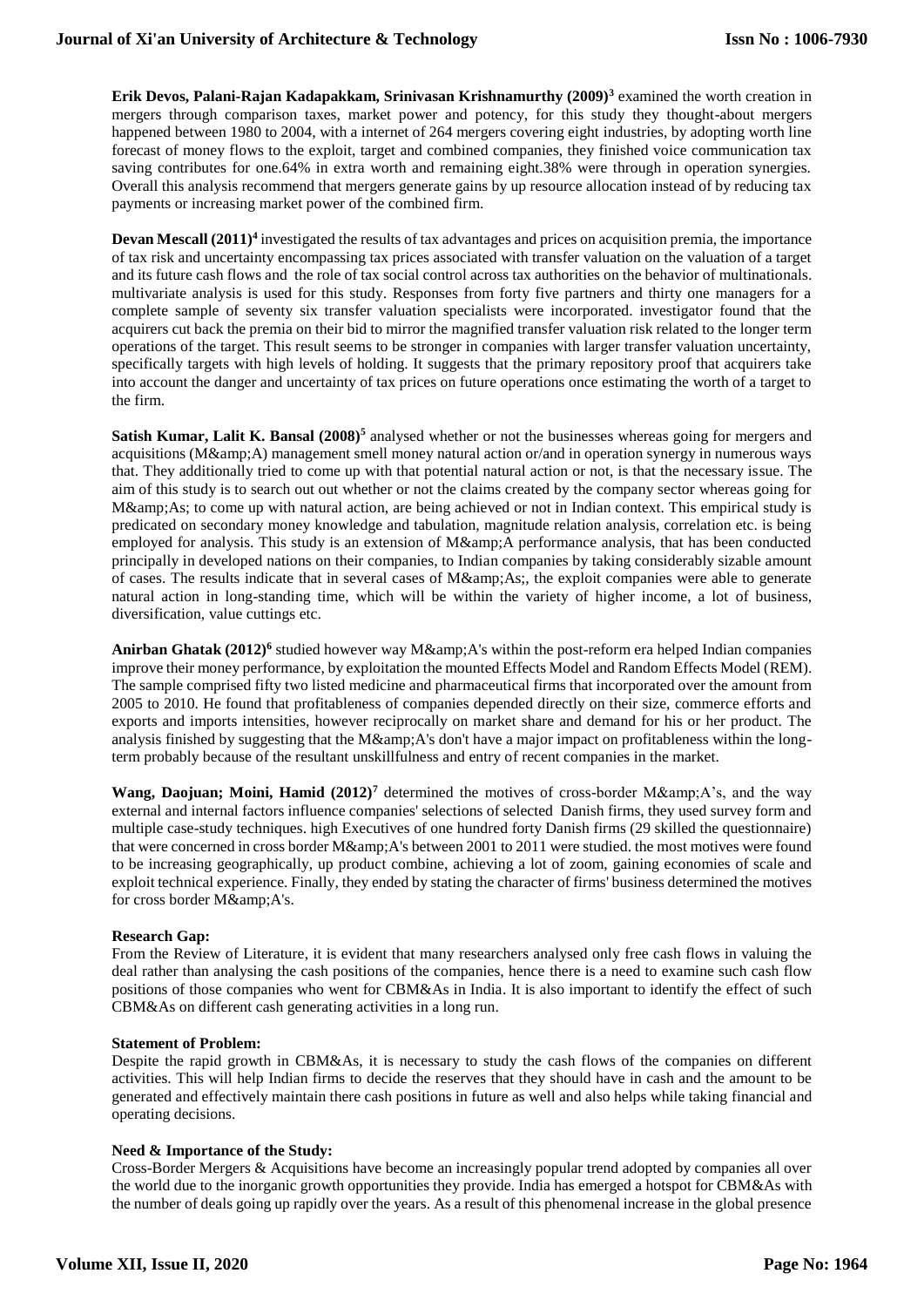**Erik Devos, Palani-Rajan Kadapakkam, Srinivasan Krishnamurthy (2009)[3]** examined the worth creation in mergers through comparison taxes, market power and potency, for this study they thought-about mergers happened between 1980 to 2004, with a internet of 264 mergers covering eight industries, by adopting worth line forecast of money flows to the exploit, target and combined companies, they finished voice communication tax saving contributes for one.64% in extra worth and remaining eight.38% were through in operation synergies. Overall this analysis recommend that mergers generate gains by up resource allocation instead of by reducing tax payments or increasing market power of the combined firm.

**Devan Mescall (2011)[4]** investigated the results of tax advantages and prices on acquisition premia, the importance of tax risk and uncertainty encompassing tax prices associated with transfer valuation on the valuation of a target and its future cash flows and the role of tax social control across tax authorities on the behavior of multinationals. multivariate analysis is used for this study. Responses from forty five partners and thirty one managers for a complete sample of seventy six transfer valuation specialists were incorporated. investigator found that the acquirers cut back the premia on their bid to mirror the magnified transfer valuation risk related to the longer term operations of the target. This result seems to be stronger in companies with larger transfer valuation uncertainty, specifically targets with high levels of holding. It suggests that the primary repository proof that acquirers take into account the danger and uncertainty of tax prices on future operations once estimating the worth of a target to the firm.

**Satish Kumar, Lalit K. Bansal (2008)[5]** analysed whether or not the businesses whereas going for mergers and acquisitions (M&amp;A) management smell money natural action or/and in operation synergy in numerous ways that. They additionally tried to come up with that potential natural action or not, is that the necessary issue. The aim of this study is to search out out whether or not the claims created by the company sector whereas going for M&amp;As; to come up with natural action, are being achieved or not in Indian context. This empirical study is predicated on secondary money knowledge and tabulation, magnitude relation analysis, correlation etc. is being employed for analysis. This study is an extension of M&amp;A performance analysis, that has been conducted principally in developed nations on their companies, to Indian companies by taking considerably sizable amount of cases. The results indicate that in several cases of M&amp;As;, the exploit companies were able to generate natural action in long-standing time, which will be within the variety of higher income, a lot of business, diversification, value cuttings etc.

**Anirban Ghatak (2012)[6]** studied however way M&amp;A's within the post-reform era helped Indian companies improve their money performance, by exploitation the mounted Effects Model and Random Effects Model (REM). The sample comprised fifty two listed medicine and pharmaceutical firms that incorporated over the amount from 2005 to 2010. He found that profitableness of companies depended directly on their size, commerce efforts and exports and imports intensities, however reciprocally on market share and demand for his or her product. The analysis finished by suggesting that the M&amp;A's don't have a major impact on profitableness within the long-term probably because of the resultant unskillfulness and entry of recent companies in the market.

**Wang, Daojuan; Moini, Hamid (2012)[7]** determined the motives of cross-border M&amp;A's, and the way external and internal factors influence companies' selections of selected Danish firms, they used survey form and multiple case-study techniques. high Executives of one hundred forty Danish firms (29 skilled the questionnaire) that were concerned in cross border M&amp;A's between 2001 to 2011 were studied. the most motives were found to be increasing geographically, up product combine, achieving a lot of zoom, gaining economies of scale and exploit technical experience. Finally, they ended by stating the character of firms' business determined the motives for cross border M&amp;A's.

**Research Gap:**

From the Review of Literature, it is evident that many researchers analysed only free cash flows in valuing the deal rather than analysing the cash positions of the companies, hence there is a need to examine such cash flow positions of those companies who went for CBM&As in India. It is also important to identify the effect of such CBM&As on different cash generating activities in a long run.

**Statement of Problem:**

Despite the rapid growth in CBM&As, it is necessary to study the cash flows of the companies on different activities. This will help Indian firms to decide the reserves that they should have in cash and the amount to be generated and effectively maintain there cash positions in future as well and also helps while taking financial and operating decisions.

**Need & Importance of the Study:**

Cross-Border Mergers & Acquisitions have become an increasingly popular trend adopted by companies all over the world due to the inorganic growth opportunities they provide. India has emerged a hotspot for CBM&As with the number of deals going up rapidly over the years. As a result of this phenomenal increase in the global presence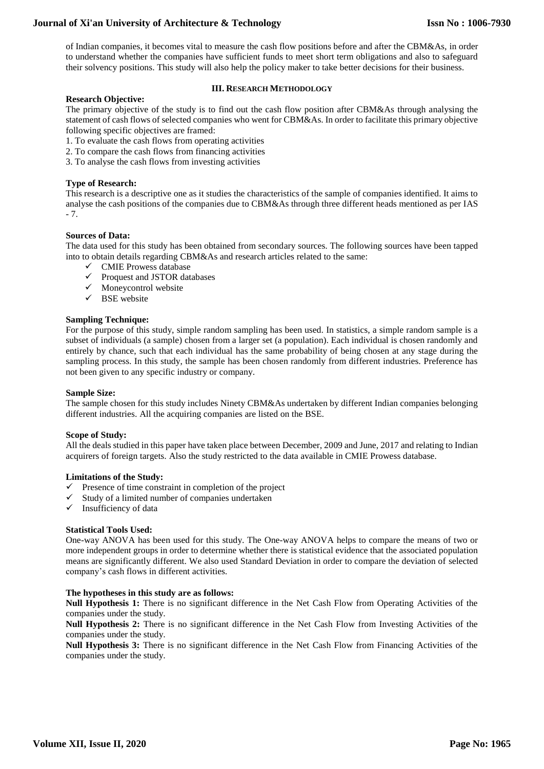of Indian companies, it becomes vital to measure the cash flow positions before and after the CBM&As, in order to understand whether the companies have sufficient funds to meet short term obligations and also to safeguard their solvency positions. This study will also help the policy maker to take better decisions for their business.

## III. Research Methodology

**Research Objective:**

The primary objective of the study is to find out the cash flow position after CBM&As through analysing the statement of cash flows of selected companies who went for CBM&As. In order to facilitate this primary objective following specific objectives are framed:

1. To evaluate the cash flows from operating activities
2. To compare the cash flows from financing activities
3. To analyse the cash flows from investing activities

**Type of Research:**

This research is a descriptive one as it studies the characteristics of the sample of companies identified. It aims to analyse the cash positions of the companies due to CBM&As through three different heads mentioned as per IAS - 7.

**Sources of Data:**

The data used for this study has been obtained from secondary sources. The following sources have been tapped into to obtain details regarding CBM&As and research articles related to the same:

- ✓ CMIE Prowess database
- ✓ Proquest and JSTOR databases
- ✓ Moneycontrol website
- ✓ BSE website

**Sampling Technique:**

For the purpose of this study, simple random sampling has been used. In statistics, a simple random sample is a subset of individuals (a sample) chosen from a larger set (a population). Each individual is chosen randomly and entirely by chance, such that each individual has the same probability of being chosen at any stage during the sampling process. In this study, the sample has been chosen randomly from different industries. Preference has not been given to any specific industry or company.

**Sample Size:**

The sample chosen for this study includes Ninety CBM&As undertaken by different Indian companies belonging different industries. All the acquiring companies are listed on the BSE.

**Scope of Study:**

All the deals studied in this paper have taken place between December, 2009 and June, 2017 and relating to Indian acquirers of foreign targets. Also the study restricted to the data available in CMIE Prowess database.

**Limitations of the Study:**

- ✓ Presence of time constraint in completion of the project
- ✓ Study of a limited number of companies undertaken
- ✓ Insufficiency of data

**Statistical Tools Used:**

One-way ANOVA has been used for this study. The One-way ANOVA helps to compare the means of two or more independent groups in order to determine whether there is statistical evidence that the associated population means are significantly different. We also used Standard Deviation in order to compare the deviation of selected company's cash flows in different activities.

**The hypotheses in this study are as follows:**

**Null Hypothesis 1:** There is no significant difference in the Net Cash Flow from Operating Activities of the companies under the study.

**Null Hypothesis 2:** There is no significant difference in the Net Cash Flow from Investing Activities of the companies under the study.

**Null Hypothesis 3:** There is no significant difference in the Net Cash Flow from Financing Activities of the companies under the study.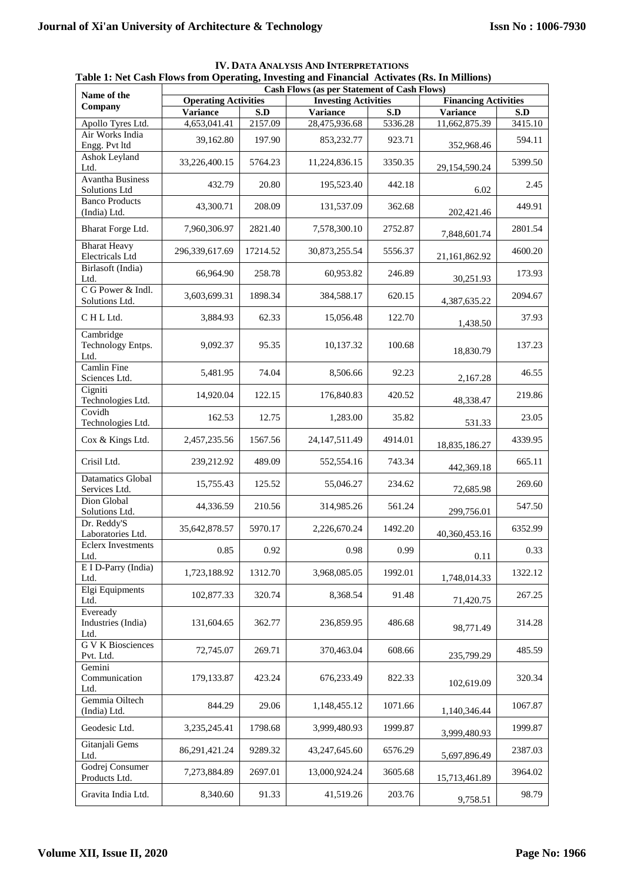## IV. Data Analysis And Interpretations

**Table 1: Net Cash Flows from Operating, Investing and Financial Activates (Rs. In Millions)**

| Name of the Company | Cash Flows (as per Statement of Cash Flows) | | | | | |
|---|---|---|---|---|---|---|
| | Operating Activities | | Investing Activities | | Financing Activities | |
| | Variance | S.D | Variance | S.D | Variance | S.D |
| Apollo Tyres Ltd. | 4,653,041.41 | 2157.09 | 28,475,936.68 | 5336.28 | 11,662,875.39 | 3415.10 |
| Air Works India Engg. Pvt ltd | 39,162.80 | 197.90 | 853,232.77 | 923.71 | 352,968.46 | 594.11 |
| Ashok Leyland Ltd. | 33,226,400.15 | 5764.23 | 11,224,836.15 | 3350.35 | 29,154,590.24 | 5399.50 |
| Avantha Business Solutions Ltd | 432.79 | 20.80 | 195,523.40 | 442.18 | 6.02 | 2.45 |
| Banco Products (India) Ltd. | 43,300.71 | 208.09 | 131,537.09 | 362.68 | 202,421.46 | 449.91 |
| Bharat Forge Ltd. | 7,960,306.97 | 2821.40 | 7,578,300.10 | 2752.87 | 7,848,601.74 | 2801.54 |
| Bharat Heavy Electricals Ltd | 296,339,617.69 | 17214.52 | 30,873,255.54 | 5556.37 | 21,161,862.92 | 4600.20 |
| Birlasoft (India) Ltd. | 66,964.90 | 258.78 | 60,953.82 | 246.89 | 30,251.93 | 173.93 |
| C G Power & Indl. Solutions Ltd. | 3,603,699.31 | 1898.34 | 384,588.17 | 620.15 | 4,387,635.22 | 2094.67 |
| C H L Ltd. | 3,884.93 | 62.33 | 15,056.48 | 122.70 | 1,438.50 | 37.93 |
| Cambridge Technology Entps. Ltd. | 9,092.37 | 95.35 | 10,137.32 | 100.68 | 18,830.79 | 137.23 |
| Camlin Fine Sciences Ltd. | 5,481.95 | 74.04 | 8,506.66 | 92.23 | 2,167.28 | 46.55 |
| Cigniti Technologies Ltd. | 14,920.04 | 122.15 | 176,840.83 | 420.52 | 48,338.47 | 219.86 |
| Covidh Technologies Ltd. | 162.53 | 12.75 | 1,283.00 | 35.82 | 531.33 | 23.05 |
| Cox & Kings Ltd. | 2,457,235.56 | 1567.56 | 24,147,511.49 | 4914.01 | 18,835,186.27 | 4339.95 |
| Crisil Ltd. | 239,212.92 | 489.09 | 552,554.16 | 743.34 | 442,369.18 | 665.11 |
| Datamatics Global Services Ltd. | 15,755.43 | 125.52 | 55,046.27 | 234.62 | 72,685.98 | 269.60 |
| Dion Global Solutions Ltd. | 44,336.59 | 210.56 | 314,985.26 | 561.24 | 299,756.01 | 547.50 |
| Dr. Reddy'S Laboratories Ltd. | 35,642,878.57 | 5970.17 | 2,226,670.24 | 1492.20 | 40,360,453.16 | 6352.99 |
| Eclerx Investments Ltd. | 0.85 | 0.92 | 0.98 | 0.99 | 0.11 | 0.33 |
| E I D-Parry (India) Ltd. | 1,723,188.92 | 1312.70 | 3,968,085.05 | 1992.01 | 1,748,014.33 | 1322.12 |
| Elgi Equipments Ltd. | 102,877.33 | 320.74 | 8,368.54 | 91.48 | 71,420.75 | 267.25 |
| Eveready Industries (India) Ltd. | 131,604.65 | 362.77 | 236,859.95 | 486.68 | 98,771.49 | 314.28 |
| G V K Biosciences Pvt. Ltd. | 72,745.07 | 269.71 | 370,463.04 | 608.66 | 235,799.29 | 485.59 |
| Gemini Communication Ltd. | 179,133.87 | 423.24 | 676,233.49 | 822.33 | 102,619.09 | 320.34 |
| Gemmia Oiltech (India) Ltd. | 844.29 | 29.06 | 1,148,455.12 | 1071.66 | 1,140,346.44 | 1067.87 |
| Geodesic Ltd. | 3,235,245.41 | 1798.68 | 3,999,480.93 | 1999.87 | 3,999,480.93 | 1999.87 |
| Gitanjali Gems Ltd. | 86,291,421.24 | 9289.32 | 43,247,645.60 | 6576.29 | 5,697,896.49 | 2387.03 |
| Godrej Consumer Products Ltd. | 7,273,884.89 | 2697.01 | 13,000,924.24 | 3605.68 | 15,713,461.89 | 3964.02 |
| Gravita India Ltd. | 8,340.60 | 91.33 | 41,519.26 | 203.76 | 9,758.51 | 98.79 |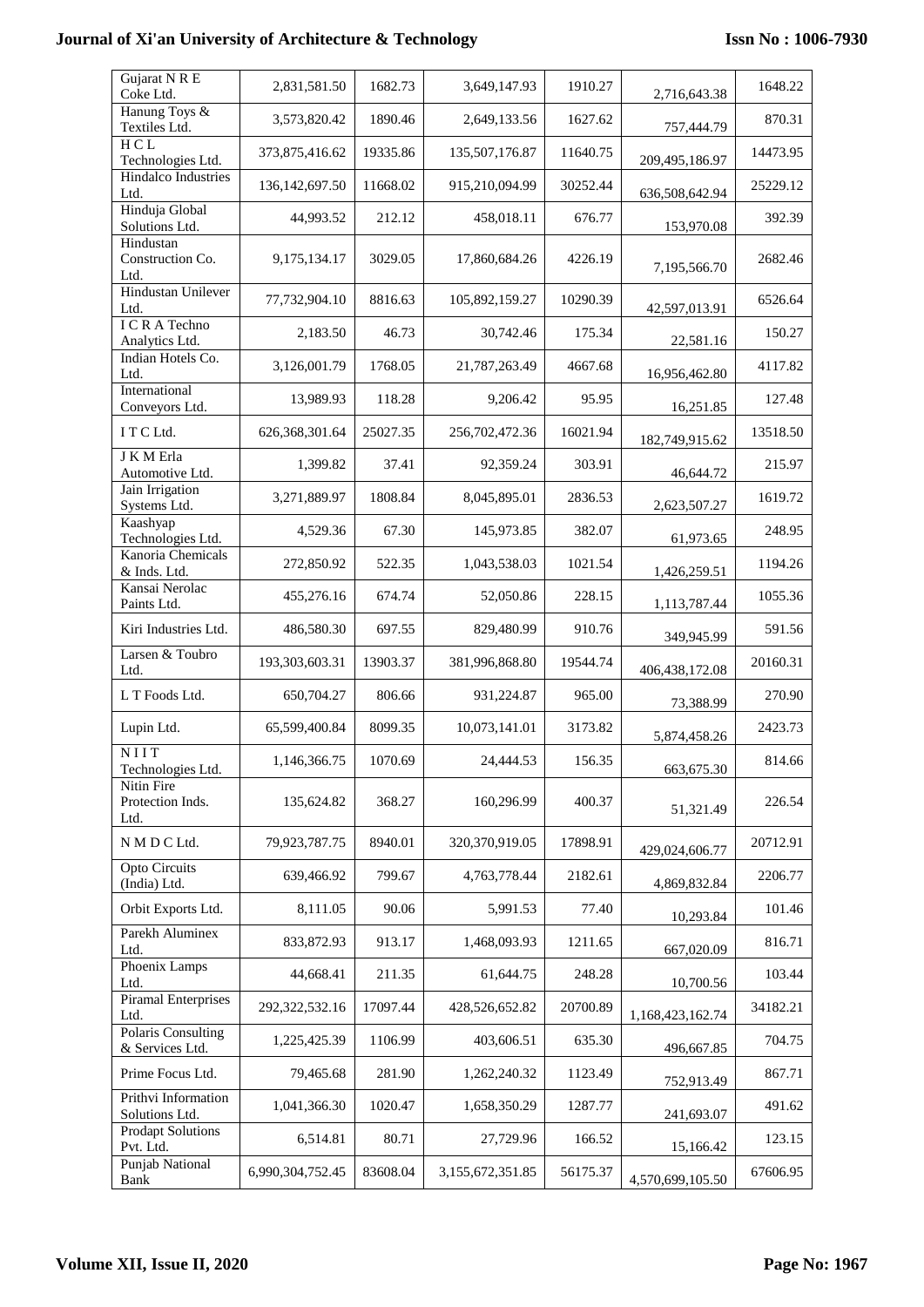| | | | | | | |
|---|---|---|---|---|---|---|
| Gujarat N R E Coke Ltd. | 2,831,581.50 | 1682.73 | 3,649,147.93 | 1910.27 | 2,716,643.38 | 1648.22 |
| Hanung Toys & Textiles Ltd. | 3,573,820.42 | 1890.46 | 2,649,133.56 | 1627.62 | 757,444.79 | 870.31 |
| H C L Technologies Ltd. | 373,875,416.62 | 19335.86 | 135,507,176.87 | 11640.75 | 209,495,186.97 | 14473.95 |
| Hindalco Industries Ltd. | 136,142,697.50 | 11668.02 | 915,210,094.99 | 30252.44 | 636,508,642.94 | 25229.12 |
| Hinduja Global Solutions Ltd. | 44,993.52 | 212.12 | 458,018.11 | 676.77 | 153,970.08 | 392.39 |
| Hindustan Construction Co. Ltd. | 9,175,134.17 | 3029.05 | 17,860,684.26 | 4226.19 | 7,195,566.70 | 2682.46 |
| Hindustan Unilever Ltd. | 77,732,904.10 | 8816.63 | 105,892,159.27 | 10290.39 | 42,597,013.91 | 6526.64 |
| I C R A Techno Analytics Ltd. | 2,183.50 | 46.73 | 30,742.46 | 175.34 | 22,581.16 | 150.27 |
| Indian Hotels Co. Ltd. | 3,126,001.79 | 1768.05 | 21,787,263.49 | 4667.68 | 16,956,462.80 | 4117.82 |
| International Conveyors Ltd. | 13,989.93 | 118.28 | 9,206.42 | 95.95 | 16,251.85 | 127.48 |
| I T C Ltd. | 626,368,301.64 | 25027.35 | 256,702,472.36 | 16021.94 | 182,749,915.62 | 13518.50 |
| J K M Erla Automotive Ltd. | 1,399.82 | 37.41 | 92,359.24 | 303.91 | 46,644.72 | 215.97 |
| Jain Irrigation Systems Ltd. | 3,271,889.97 | 1808.84 | 8,045,895.01 | 2836.53 | 2,623,507.27 | 1619.72 |
| Kaashyap Technologies Ltd. | 4,529.36 | 67.30 | 145,973.85 | 382.07 | 61,973.65 | 248.95 |
| Kanoria Chemicals & Inds. Ltd. | 272,850.92 | 522.35 | 1,043,538.03 | 1021.54 | 1,426,259.51 | 1194.26 |
| Kansai Nerolac Paints Ltd. | 455,276.16 | 674.74 | 52,050.86 | 228.15 | 1,113,787.44 | 1055.36 |
| Kiri Industries Ltd. | 486,580.30 | 697.55 | 829,480.99 | 910.76 | 349,945.99 | 591.56 |
| Larsen & Toubro Ltd. | 193,303,603.31 | 13903.37 | 381,996,868.80 | 19544.74 | 406,438,172.08 | 20160.31 |
| L T Foods Ltd. | 650,704.27 | 806.66 | 931,224.87 | 965.00 | 73,388.99 | 270.90 |
| Lupin Ltd. | 65,599,400.84 | 8099.35 | 10,073,141.01 | 3173.82 | 5,874,458.26 | 2423.73 |
| N I I T Technologies Ltd. | 1,146,366.75 | 1070.69 | 24,444.53 | 156.35 | 663,675.30 | 814.66 |
| Nitin Fire Protection Inds. Ltd. | 135,624.82 | 368.27 | 160,296.99 | 400.37 | 51,321.49 | 226.54 |
| N M D C Ltd. | 79,923,787.75 | 8940.01 | 320,370,919.05 | 17898.91 | 429,024,606.77 | 20712.91 |
| Opto Circuits (India) Ltd. | 639,466.92 | 799.67 | 4,763,778.44 | 2182.61 | 4,869,832.84 | 2206.77 |
| Orbit Exports Ltd. | 8,111.05 | 90.06 | 5,991.53 | 77.40 | 10,293.84 | 101.46 |
| Parekh Aluminex Ltd. | 833,872.93 | 913.17 | 1,468,093.93 | 1211.65 | 667,020.09 | 816.71 |
| Phoenix Lamps Ltd. | 44,668.41 | 211.35 | 61,644.75 | 248.28 | 10,700.56 | 103.44 |
| Piramal Enterprises Ltd. | 292,322,532.16 | 17097.44 | 428,526,652.82 | 20700.89 | 1,168,423,162.74 | 34182.21 |
| Polaris Consulting & Services Ltd. | 1,225,425.39 | 1106.99 | 403,606.51 | 635.30 | 496,667.85 | 704.75 |
| Prime Focus Ltd. | 79,465.68 | 281.90 | 1,262,240.32 | 1123.49 | 752,913.49 | 867.71 |
| Prithvi Information Solutions Ltd. | 1,041,366.30 | 1020.47 | 1,658,350.29 | 1287.77 | 241,693.07 | 491.62 |
| Prodapt Solutions Pvt. Ltd. | 6,514.81 | 80.71 | 27,729.96 | 166.52 | 15,166.42 | 123.15 |
| Punjab National Bank | 6,990,304,752.45 | 83608.04 | 3,155,672,351.85 | 56175.37 | 4,570,699,105.50 | 67606.95 |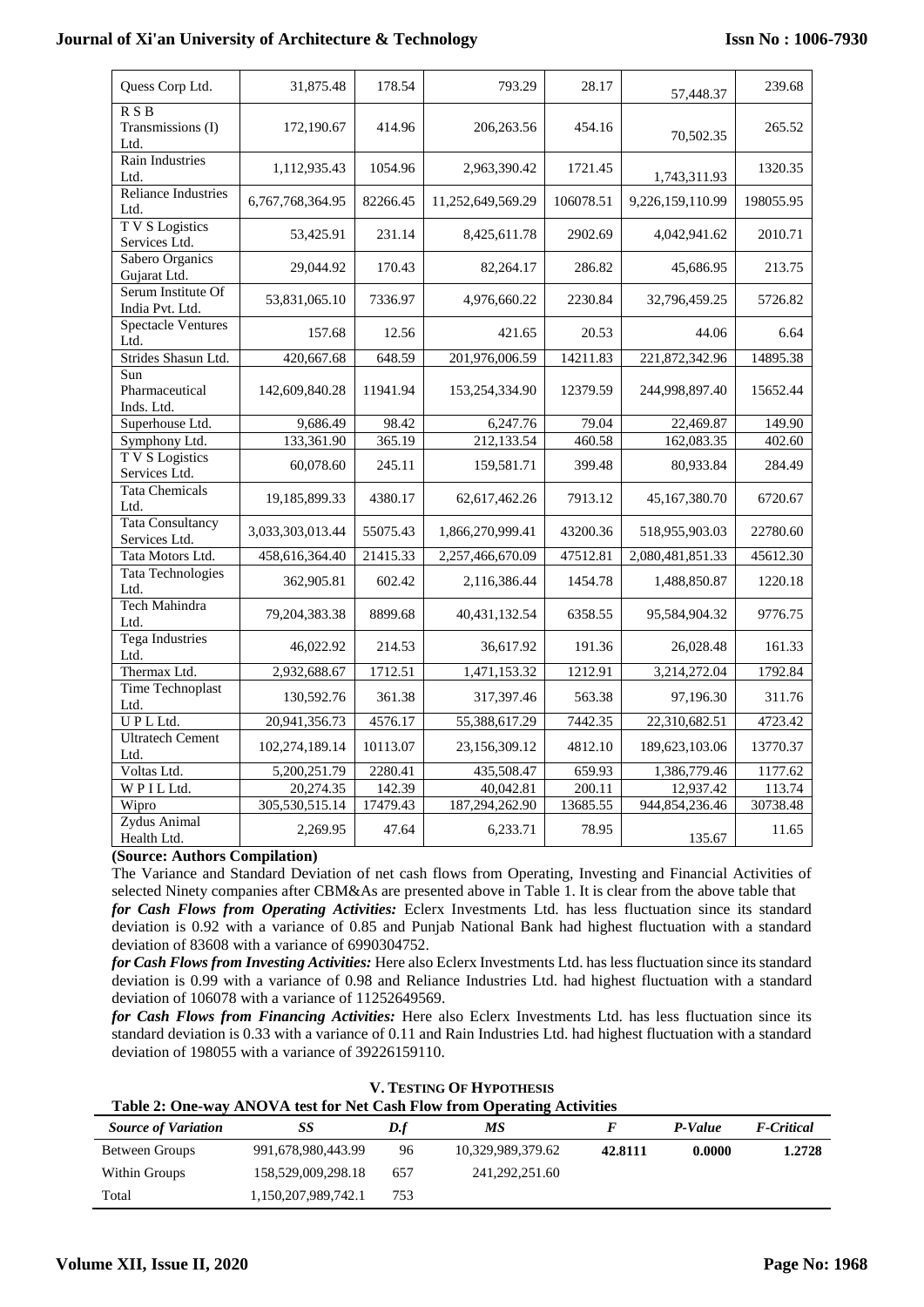| Quess Corp Ltd. | 31,875.48 | 178.54 | 793.29 | 28.17 | 57,448.37 | 239.68 |
|---|---|---|---|---|---|---|
| R S B Transmissions (I) Ltd. | 172,190.67 | 414.96 | 206,263.56 | 454.16 | 70,502.35 | 265.52 |
| Rain Industries Ltd. | 1,112,935.43 | 1054.96 | 2,963,390.42 | 1721.45 | 1,743,311.93 | 1320.35 |
| Reliance Industries Ltd. | 6,767,768,364.95 | 82266.45 | 11,252,649,569.29 | 106078.51 | 9,226,159,110.99 | 198055.95 |
| T V S Logistics Services Ltd. | 53,425.91 | 231.14 | 8,425,611.78 | 2902.69 | 4,042,941.62 | 2010.71 |
| Sabero Organics Gujarat Ltd. | 29,044.92 | 170.43 | 82,264.17 | 286.82 | 45,686.95 | 213.75 |
| Serum Institute Of India Pvt. Ltd. | 53,831,065.10 | 7336.97 | 4,976,660.22 | 2230.84 | 32,796,459.25 | 5726.82 |
| Spectacle Ventures Ltd. | 157.68 | 12.56 | 421.65 | 20.53 | 44.06 | 6.64 |
| Strides Shasun Ltd. | 420,667.68 | 648.59 | 201,976,006.59 | 14211.83 | 221,872,342.96 | 14895.38 |
| Sun Pharmaceutical Inds. Ltd. | 142,609,840.28 | 11941.94 | 153,254,334.90 | 12379.59 | 244,998,897.40 | 15652.44 |
| Superhouse Ltd. | 9,686.49 | 98.42 | 6,247.76 | 79.04 | 22,469.87 | 149.90 |
| Symphony Ltd. | 133,361.90 | 365.19 | 212,133.54 | 460.58 | 162,083.35 | 402.60 |
| T V S Logistics Services Ltd. | 60,078.60 | 245.11 | 159,581.71 | 399.48 | 80,933.84 | 284.49 |
| Tata Chemicals Ltd. | 19,185,899.33 | 4380.17 | 62,617,462.26 | 7913.12 | 45,167,380.70 | 6720.67 |
| Tata Consultancy Services Ltd. | 3,033,303,013.44 | 55075.43 | 1,866,270,999.41 | 43200.36 | 518,955,903.03 | 22780.60 |
| Tata Motors Ltd. | 458,616,364.40 | 21415.33 | 2,257,466,670.09 | 47512.81 | 2,080,481,851.33 | 45612.30 |
| Tata Technologies Ltd. | 362,905.81 | 602.42 | 2,116,386.44 | 1454.78 | 1,488,850.87 | 1220.18 |
| Tech Mahindra Ltd. | 79,204,383.38 | 8899.68 | 40,431,132.54 | 6358.55 | 95,584,904.32 | 9776.75 |
| Tega Industries Ltd. | 46,022.92 | 214.53 | 36,617.92 | 191.36 | 26,028.48 | 161.33 |
| Thermax Ltd. | 2,932,688.67 | 1712.51 | 1,471,153.32 | 1212.91 | 3,214,272.04 | 1792.84 |
| Time Technoplast Ltd. | 130,592.76 | 361.38 | 317,397.46 | 563.38 | 97,196.30 | 311.76 |
| U P L Ltd. | 20,941,356.73 | 4576.17 | 55,388,617.29 | 7442.35 | 22,310,682.51 | 4723.42 |
| Ultratech Cement Ltd. | 102,274,189.14 | 10113.07 | 23,156,309.12 | 4812.10 | 189,623,103.06 | 13770.37 |
| Voltas Ltd. | 5,200,251.79 | 2280.41 | 435,508.47 | 659.93 | 1,386,779.46 | 1177.62 |
| W P I L Ltd. | 20,274.35 | 142.39 | 40,042.81 | 200.11 | 12,937.42 | 113.74 |
| Wipro | 305,530,515.14 | 17479.43 | 187,294,262.90 | 13685.55 | 944,854,236.46 | 30738.48 |
| Zydus Animal Health Ltd. | 2,269.95 | 47.64 | 6,233.71 | 78.95 | 135.67 | 11.65 |

**(Source: Authors Compilation)**

The Variance and Standard Deviation of net cash flows from Operating, Investing and Financial Activities of selected Ninety companies after CBM&As are presented above in Table 1. It is clear from the above table that

***for Cash Flows from Operating Activities:*** Eclerx Investments Ltd. has less fluctuation since its standard deviation is 0.92 with a variance of 0.85 and Punjab National Bank had highest fluctuation with a standard deviation of 83608 with a variance of 6990304752.

***for Cash Flows from Investing Activities:*** Here also Eclerx Investments Ltd. has less fluctuation since its standard deviation is 0.99 with a variance of 0.98 and Reliance Industries Ltd. had highest fluctuation with a standard deviation of 106078 with a variance of 11252649569.

***for Cash Flows from Financing Activities:*** Here also Eclerx Investments Ltd. has less fluctuation since its standard deviation is 0.33 with a variance of 0.11 and Rain Industries Ltd. had highest fluctuation with a standard deviation of 198055 with a variance of 39226159110.

## V. Testing of Hypothesis

**Table 2: One-way ANOVA test for Net Cash Flow from Operating Activities**

| *Source of Variation* | *SS* | *D.f* | *MS* | *F* | *P-Value* | *F-Critical* |
|---|---|---|---|---|---|---|
| Between Groups | 991,678,980,443.99 | 96 | 10,329,989,379.62 | **42.8111** | **0.0000** | **1.2728** |
| Within Groups | 158,529,009,298.18 | 657 | 241,292,251.60 | | | |
| Total | 1,150,207,989,742.1 | 753 | | | | |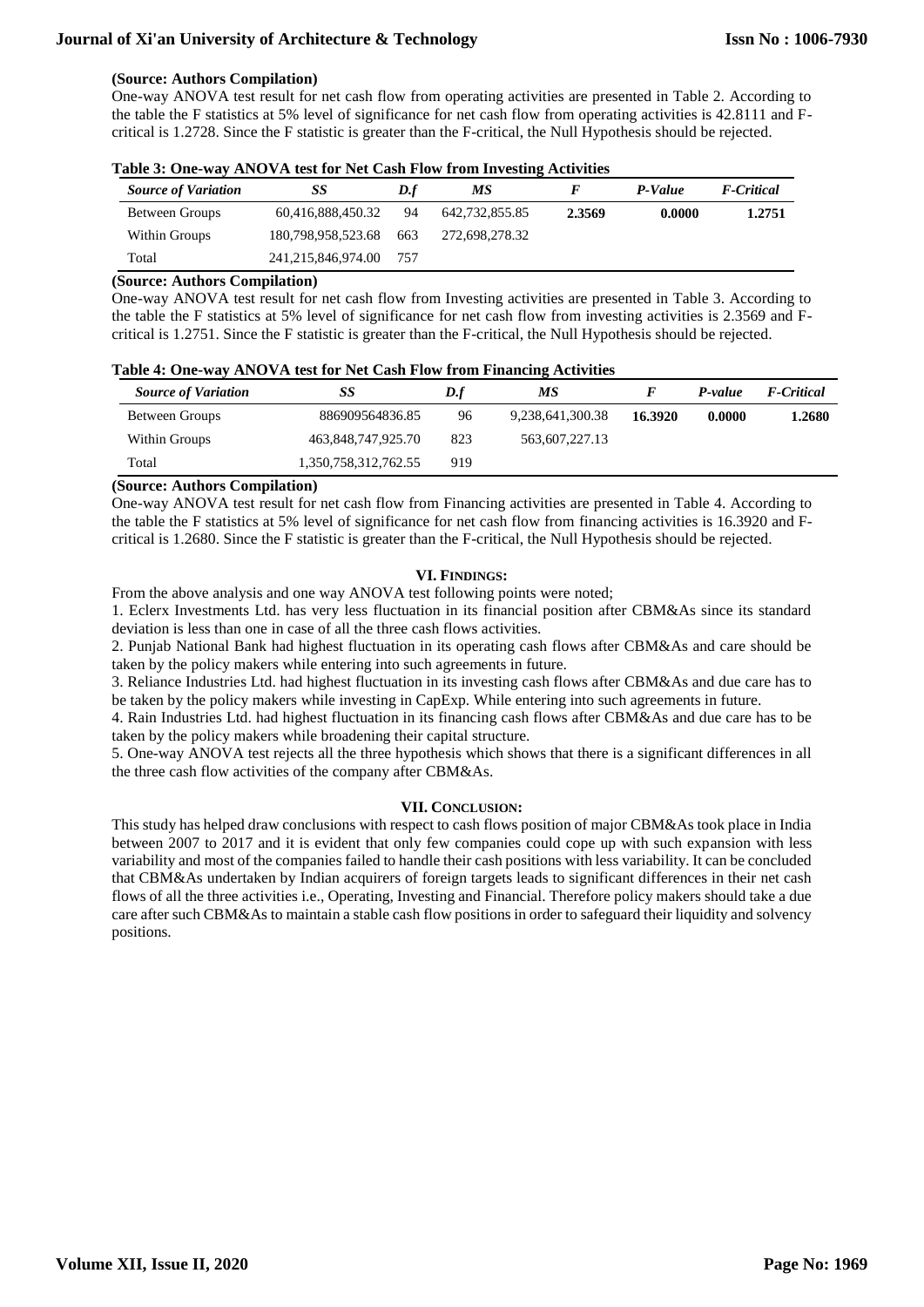**(Source: Authors Compilation)**

One-way ANOVA test result for net cash flow from operating activities are presented in Table 2. According to the table the F statistics at 5% level of significance for net cash flow from operating activities is 42.8111 and F-critical is 1.2728. Since the F statistic is greater than the F-critical, the Null Hypothesis should be rejected.

**Table 3: One-way ANOVA test for Net Cash Flow from Investing Activities**

| *Source of Variation* | *SS* | *D.f* | *MS* | *F* | *P-Value* | *F-Critical* |
|---|---|---|---|---|---|---|
| Between Groups | 60,416,888,450.32 | 94 | 642,732,855.85 | **2.3569** | **0.0000** | **1.2751** |
| Within Groups | 180,798,958,523.68 | 663 | 272,698,278.32 | | | |
| Total | 241,215,846,974.00 | 757 | | | | |

**(Source: Authors Compilation)**

One-way ANOVA test result for net cash flow from Investing activities are presented in Table 3. According to the table the F statistics at 5% level of significance for net cash flow from investing activities is 2.3569 and F-critical is 1.2751. Since the F statistic is greater than the F-critical, the Null Hypothesis should be rejected.

**Table 4: One-way ANOVA test for Net Cash Flow from Financing Activities**

| *Source of Variation* | *SS* | *D.f* | *MS* | *F* | *P-value* | *F-Critical* |
|---|---|---|---|---|---|---|
| Between Groups | 886909564836.85 | 96 | 9,238,641,300.38 | **16.3920** | **0.0000** | **1.2680** |
| Within Groups | 463,848,747,925.70 | 823 | 563,607,227.13 | | | |
| Total | 1,350,758,312,762.55 | 919 | | | | |

**(Source: Authors Compilation)**

One-way ANOVA test result for net cash flow from Financing activities are presented in Table 4. According to the table the F statistics at 5% level of significance for net cash flow from financing activities is 16.3920 and F-critical is 1.2680. Since the F statistic is greater than the F-critical, the Null Hypothesis should be rejected.

## VI. Findings:

From the above analysis and one way ANOVA test following points were noted;

1. Eclerx Investments Ltd. has very less fluctuation in its financial position after CBM&As since its standard deviation is less than one in case of all the three cash flows activities.
2. Punjab National Bank had highest fluctuation in its operating cash flows after CBM&As and care should be taken by the policy makers while entering into such agreements in future.
3. Reliance Industries Ltd. had highest fluctuation in its investing cash flows after CBM&As and due care has to be taken by the policy makers while investing in CapExp. While entering into such agreements in future.
4. Rain Industries Ltd. had highest fluctuation in its financing cash flows after CBM&As and due care has to be taken by the policy makers while broadening their capital structure.
5. One-way ANOVA test rejects all the three hypothesis which shows that there is a significant differences in all the three cash flow activities of the company after CBM&As.

## VII. Conclusion:

This study has helped draw conclusions with respect to cash flows position of major CBM&As took place in India between 2007 to 2017 and it is evident that only few companies could cope up with such expansion with less variability and most of the companies failed to handle their cash positions with less variability. It can be concluded that CBM&As undertaken by Indian acquirers of foreign targets leads to significant differences in their net cash flows of all the three activities i.e., Operating, Investing and Financial. Therefore policy makers should take a due care after such CBM&As to maintain a stable cash flow positions in order to safeguard their liquidity and solvency positions.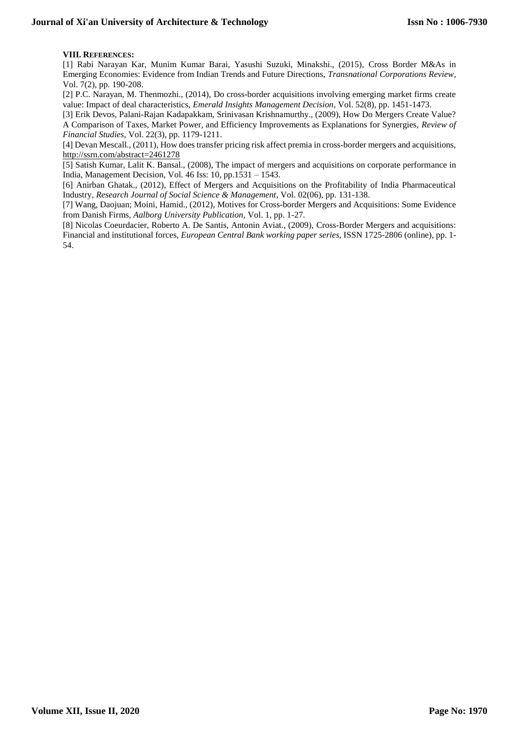## VIII. REFERENCES:

[1] Rabi Narayan Kar, Munim Kumar Barai, Yasushi Suzuki, Minakshi., (2015), Cross Border M&As in Emerging Economies: Evidence from Indian Trends and Future Directions, *Transnational Corporations Review*, Vol. 7(2), pp. 190-208.

[2] P.C. Narayan, M. Thenmozhi., (2014), Do cross-border acquisitions involving emerging market firms create value: Impact of deal characteristics, *Emerald Insights Management Decision*, Vol. 52(8), pp. 1451-1473.

[3] Erik Devos, Palani-Rajan Kadapakkam, Srinivasan Krishnamurthy., (2009), How Do Mergers Create Value? A Comparison of Taxes, Market Power, and Efficiency Improvements as Explanations for Synergies, *Review of Financial Studies*, Vol. 22(3), pp. 1179-1211.

[4] Devan Mescall., (2011), How does transfer pricing risk affect premia in cross-border mergers and acquisitions, http://ssrn.com/abstract=2461278

[5] Satish Kumar, Lalit K. Bansal., (2008), The impact of mergers and acquisitions on corporate performance in India, Management Decision, Vol. 46 Iss: 10, pp.1531 – 1543.

[6] Anirban Ghatak., (2012), Effect of Mergers and Acquisitions on the Profitability of India Pharmaceutical Industry, *Research Journal of Social Science & Management*, Vol. 02(06), pp. 131-138.

[7] Wang, Daojuan; Moini, Hamid., (2012), Motives for Cross-border Mergers and Acquisitions: Some Evidence from Danish Firms, *Aalborg University Publication*, Vol. 1, pp. 1-27.

[8] Nicolas Coeurdacier, Roberto A. De Santis, Antonin Aviat., (2009), Cross-Border Mergers and acquisitions: Financial and institutional forces, *European Central Bank working paper series*, ISSN 1725-2806 (online), pp. 1-54.